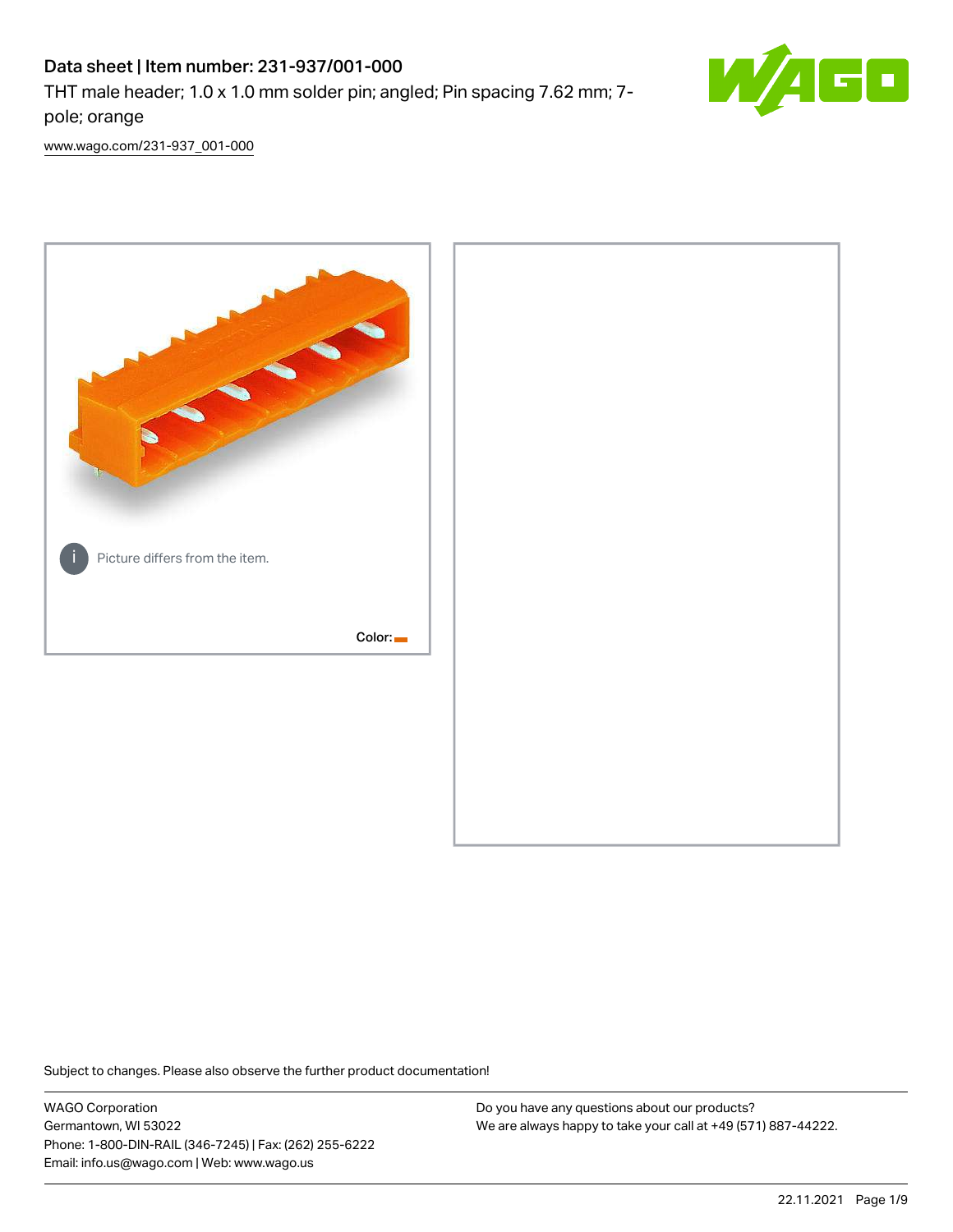# Data sheet | Item number: 231-937/001-000

THT male header; 1.0 x 1.0 mm solder pin; angled; Pin spacing 7.62 mm; 7-pole; orange

www.wago.com/231-937_001-000

Picture differs from the item.

Color:

Subject to changes. Please also observe the further product documentation!

WAGO Corporation
Germantown, WI 53022
Phone: 1-800-DIN-RAIL (346-7245) | Fax: (262) 255-6222
Email: info.us@wago.com | Web: www.wago.us

Do you have any questions about our products?
We are always happy to take your call at +49 (571) 887-44222.

22.11.2021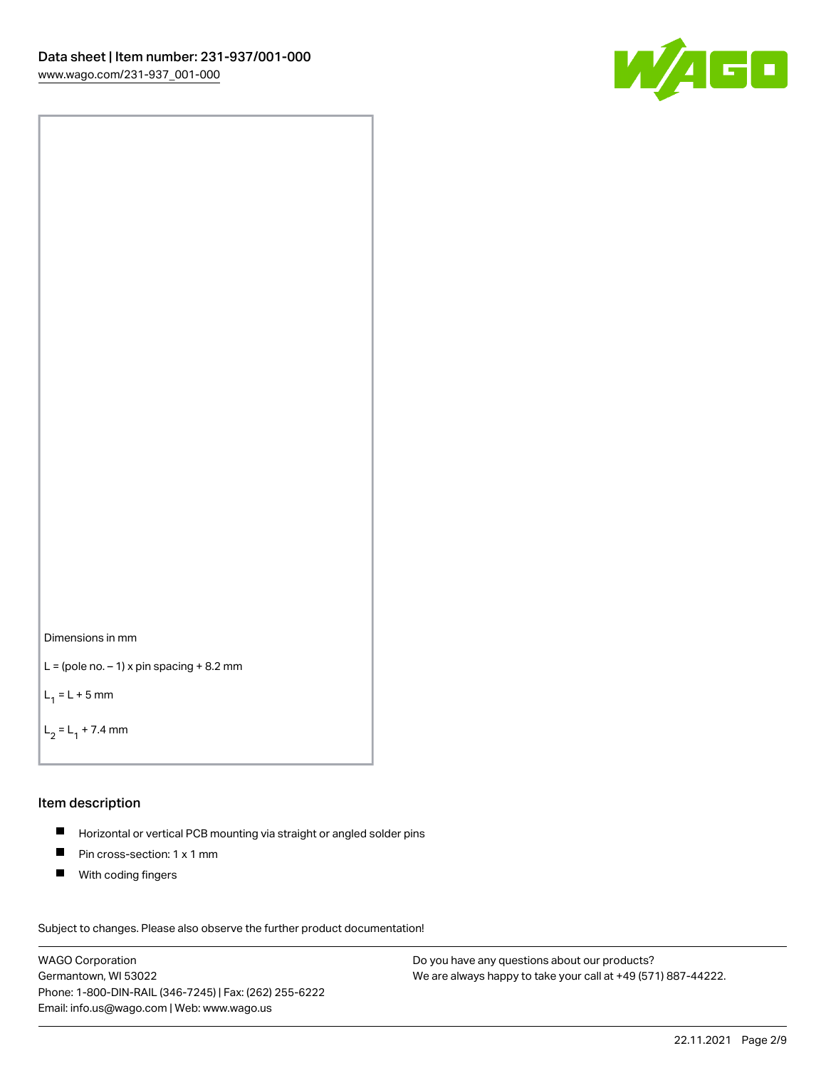Dimensions in mm

L = (pole no. – 1) x pin spacing + 8.2 mm

$L_1$ = L + 5 mm

$L_2$ = $L_1$ + 7.4 mm

## Item description

- Horizontal or vertical PCB mounting via straight or angled solder pins
- Pin cross-section: 1 x 1 mm
- With coding fingers

Subject to changes. Please also observe the further product documentation!

WAGO Corporation
Germantown, WI 53022
Phone: 1-800-DIN-RAIL (346-7245) | Fax: (262) 255-6222
Email: info.us@wago.com | Web: www.wago.us

Do you have any questions about our products?
We are always happy to take your call at +49 (571) 887-44222.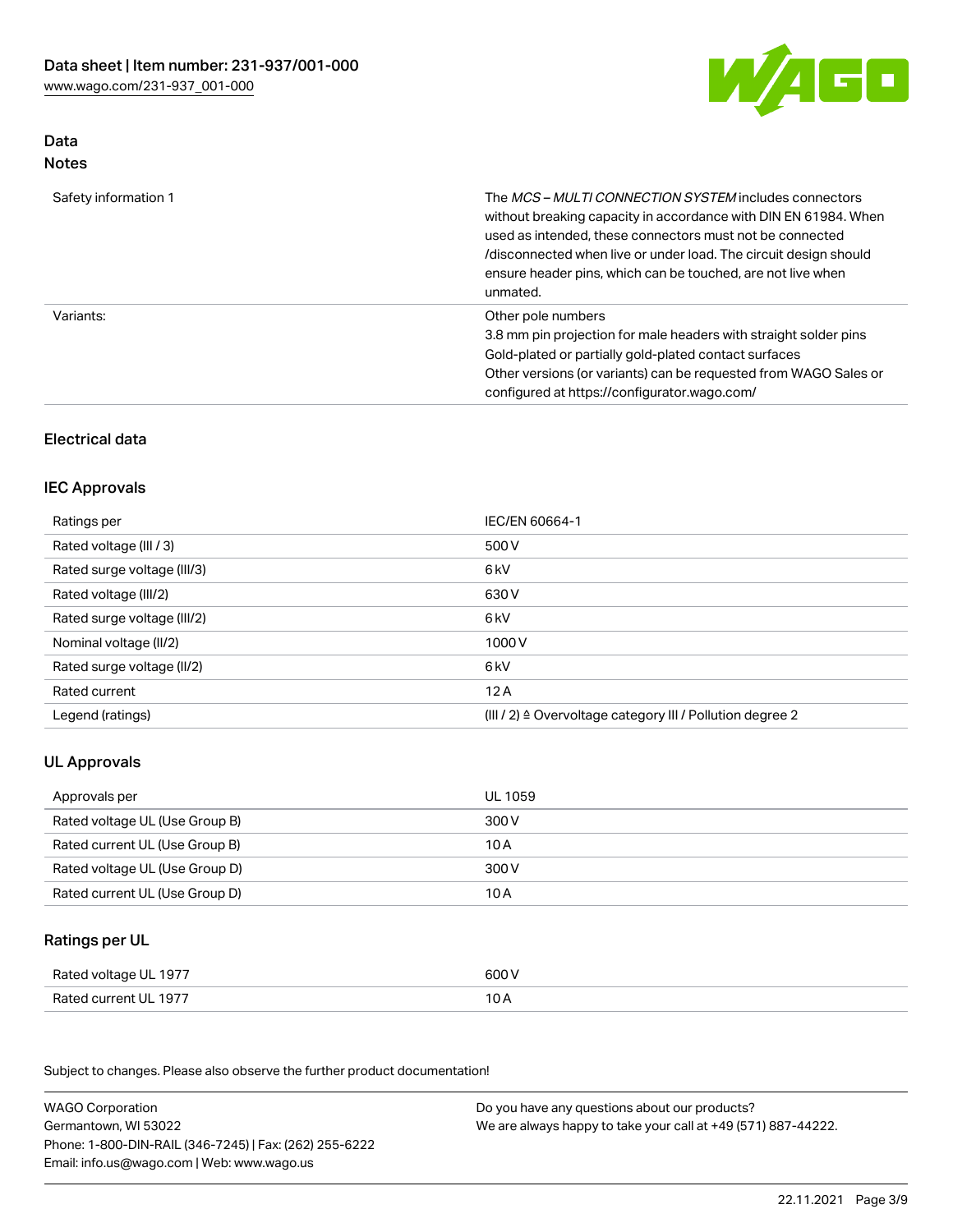## Data
### Notes

| | |
|---|---|
| Safety information 1 | The *MCS – MULTI CONNECTION SYSTEM* includes connectors without breaking capacity in accordance with DIN EN 61984. When used as intended, these connectors must not be connected /disconnected when live or under load. The circuit design should ensure header pins, which can be touched, are not live when unmated. |
| Variants: | Other pole numbers<br>3.8 mm pin projection for male headers with straight solder pins<br>Gold-plated or partially gold-plated contact surfaces<br>Other versions (or variants) can be requested from WAGO Sales or configured at https://configurator.wago.com/ |

## Electrical data

### IEC Approvals

| | |
|---|---|
| Ratings per | IEC/EN 60664-1 |
| Rated voltage (III / 3) | 500 V |
| Rated surge voltage (III/3) | 6 kV |
| Rated voltage (III/2) | 630 V |
| Rated surge voltage (III/2) | 6 kV |
| Nominal voltage (II/2) | 1000 V |
| Rated surge voltage (II/2) | 6 kV |
| Rated current | 12 A |
| Legend (ratings) | (III / 2) ≙ Overvoltage category III / Pollution degree 2 |

### UL Approvals

| | |
|---|---|
| Approvals per | UL 1059 |
| Rated voltage UL (Use Group B) | 300 V |
| Rated current UL (Use Group B) | 10 A |
| Rated voltage UL (Use Group D) | 300 V |
| Rated current UL (Use Group D) | 10 A |

### Ratings per UL

| | |
|---|---|
| Rated voltage UL 1977 | 600 V |
| Rated current UL 1977 | 10 A |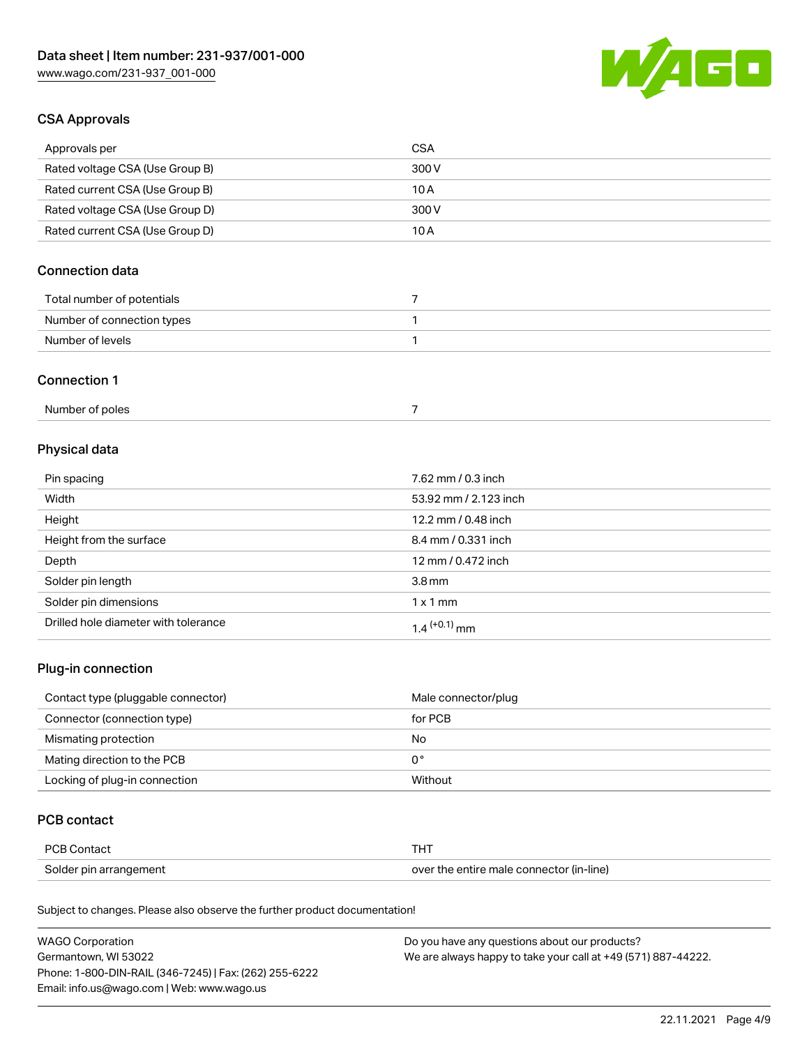## CSA Approvals

| Approvals per | CSA |
| --- | --- |
| Rated voltage CSA (Use Group B) | 300 V |
| Rated current CSA (Use Group B) | 10 A |
| Rated voltage CSA (Use Group D) | 300 V |
| Rated current CSA (Use Group D) | 10 A |

## Connection data

| Total number of potentials | 7 |
| --- | --- |
| Number of connection types | 1 |
| Number of levels | 1 |

## Connection 1

| Number of poles | 7 |
| --- | --- |

## Physical data

| Pin spacing | 7.62 mm / 0.3 inch |
| --- | --- |
| Width | 53.92 mm / 2.123 inch |
| Height | 12.2 mm / 0.48 inch |
| Height from the surface | 8.4 mm / 0.331 inch |
| Depth | 12 mm / 0.472 inch |
| Solder pin length | 3.8 mm |
| Solder pin dimensions | 1 x 1 mm |
| Drilled hole diameter with tolerance | $1.4^{(+0.1)}$ mm |

## Plug-in connection

| Contact type (pluggable connector) | Male connector/plug |
| --- | --- |
| Connector (connection type) | for PCB |
| Mismating protection | No |
| Mating direction to the PCB | 0° |
| Locking of plug-in connection | Without |

## PCB contact

| PCB Contact | THT |
| --- | --- |
| Solder pin arrangement | over the entire male connector (in-line) |

Subject to changes. Please also observe the further product documentation!

WAGO Corporation
Germantown, WI 53022
Phone: 1-800-DIN-RAIL (346-7245) | Fax: (262) 255-6222
Email: info.us@wago.com | Web: www.wago.us

Do you have any questions about our products?
We are always happy to take your call at +49 (571) 887-44222.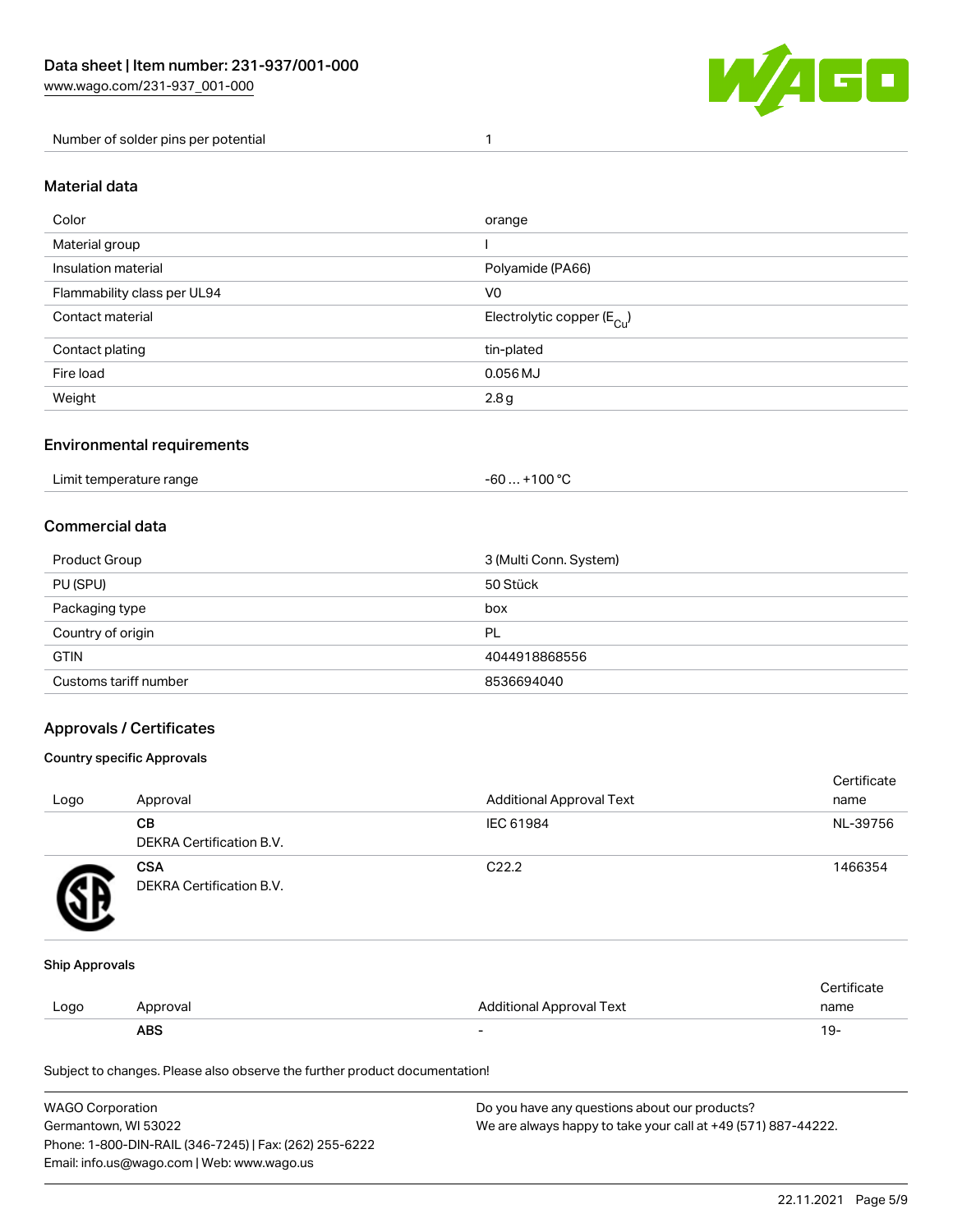| Number of solder pins per potential | 1 |
|---|---|

## Material data

| Color | orange |
|---|---|
| Material group | I |
| Insulation material | Polyamide (PA66) |
| Flammability class per UL94 | V0 |
| Contact material | Electrolytic copper ($E_{Cu}$) |
| Contact plating | tin-plated |
| Fire load | 0.056 MJ |
| Weight | 2.8 g |

## Environmental requirements

| Limit temperature range | -60 … +100 °C |
|---|---|

## Commercial data

| Product Group | 3 (Multi Conn. System) |
|---|---|
| PU (SPU) | 50 Stück |
| Packaging type | box |
| Country of origin | PL |
| GTIN | 4044918868556 |
| Customs tariff number | 8536694040 |

## Approvals / Certificates

### Country specific Approvals

| Logo | Approval | Additional Approval Text | Certificate name |
|---|---|---|---|
| | **CB** DEKRA Certification B.V. | IEC 61984 | NL-39756 |
| | **CSA** DEKRA Certification B.V. | C22.2 | 1466354 |

### Ship Approvals

| Logo | Approval | Additional Approval Text | Certificate name |
|---|---|---|---|
| | **ABS** | - | 19- |

Subject to changes. Please also observe the further product documentation!

WAGO Corporation
Germantown, WI 53022
Phone: 1-800-DIN-RAIL (346-7245) | Fax: (262) 255-6222
Email: info.us@wago.com | Web: www.wago.us

Do you have any questions about our products?
We are always happy to take your call at +49 (571) 887-44222.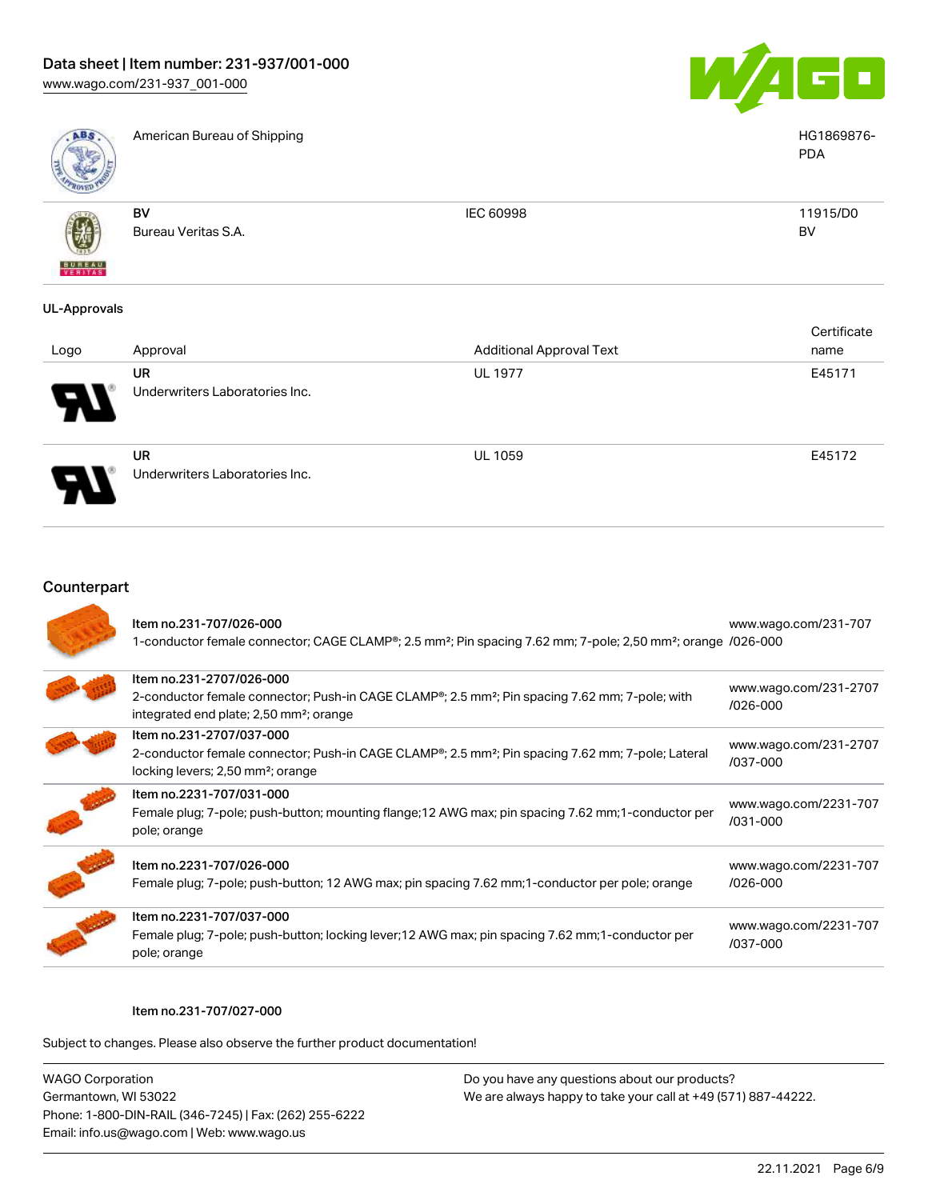| | | | |
|---|---|---|---|
| | American Bureau of Shipping | | HG1869876-PDA |
| | **BV** Bureau Veritas S.A. | IEC 60998 | 11915/D0 BV |

### UL-Approvals

| Logo | Approval | Additional Approval Text | Certificate name |
|---|---|---|---|
| | **UR** Underwriters Laboratories Inc. | UL 1977 | E45171 |
| | **UR** Underwriters Laboratories Inc. | UL 1059 | E45172 |

## Counterpart

| | | |
|---|---|---|
| | Item no.231-707/026-000<br>1-conductor female connector; CAGE CLAMP®; 2.5 mm²; Pin spacing 7.62 mm; 7-pole; 2,50 mm²; orange | www.wago.com/231-707/026-000 |
| | Item no.231-2707/026-000<br>2-conductor female connector; Push-in CAGE CLAMP®; 2.5 mm²; Pin spacing 7.62 mm; 7-pole; with integrated end plate; 2,50 mm²; orange | www.wago.com/231-2707/026-000 |
| | Item no.231-2707/037-000<br>2-conductor female connector; Push-in CAGE CLAMP®; 2.5 mm²; Pin spacing 7.62 mm; 7-pole; Lateral locking levers; 2,50 mm²; orange | www.wago.com/231-2707/037-000 |
| | Item no.2231-707/031-000<br>Female plug; 7-pole; push-button; mounting flange;12 AWG max; pin spacing 7.62 mm;1-conductor per pole; orange | www.wago.com/2231-707/031-000 |
| | Item no.2231-707/026-000<br>Female plug; 7-pole; push-button; 12 AWG max; pin spacing 7.62 mm;1-conductor per pole; orange | www.wago.com/2231-707/026-000 |
| | Item no.2231-707/037-000<br>Female plug; 7-pole; push-button; locking lever;12 AWG max; pin spacing 7.62 mm;1-conductor per pole; orange | www.wago.com/2231-707/037-000 |

Item no.231-707/027-000

Subject to changes. Please also observe the further product documentation!

WAGO Corporation
Germantown, WI 53022
Phone: 1-800-DIN-RAIL (346-7245) | Fax: (262) 255-6222
Email: info.us@wago.com | Web: www.wago.us

Do you have any questions about our products?
We are always happy to take your call at +49 (571) 887-44222.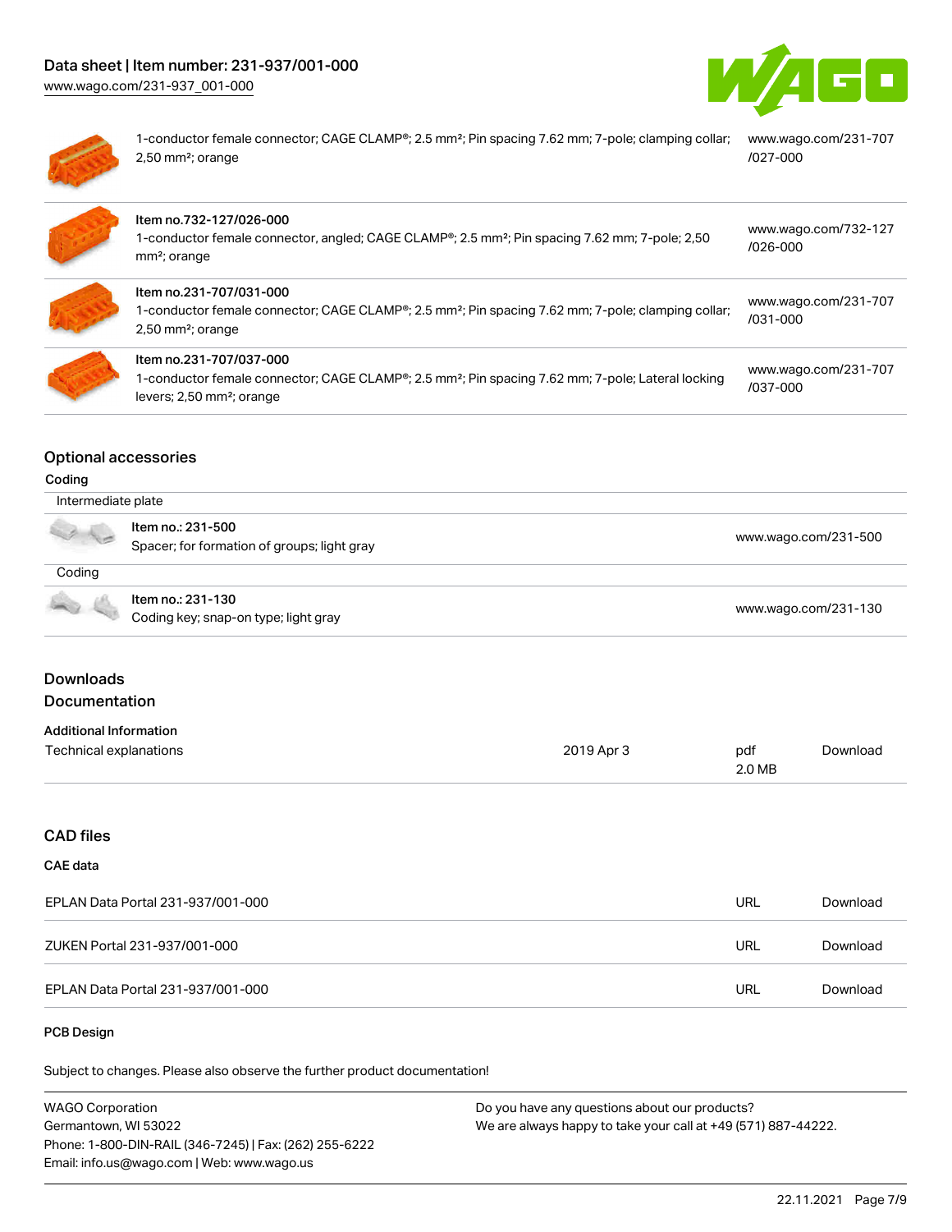| | |
|---|---|
| 1-conductor female connector; CAGE CLAMP®; 2.5 mm²; Pin spacing 7.62 mm; 7-pole; clamping collar; 2,50 mm²; orange | www.wago.com/231-707/027-000 |
| Item no.732-127/026-000<br>1-conductor female connector, angled; CAGE CLAMP®; 2.5 mm²; Pin spacing 7.62 mm; 7-pole; 2,50 mm²; orange | www.wago.com/732-127/026-000 |
| Item no.231-707/031-000<br>1-conductor female connector; CAGE CLAMP®; 2.5 mm²; Pin spacing 7.62 mm; 7-pole; clamping collar; 2,50 mm²; orange | www.wago.com/231-707/031-000 |
| Item no.231-707/037-000<br>1-conductor female connector; CAGE CLAMP®; 2.5 mm²; Pin spacing 7.62 mm; 7-pole; Lateral locking levers; 2,50 mm²; orange | www.wago.com/231-707/037-000 |

## Optional accessories

### Coding

| Intermediate plate | |
|---|---|
| Item no.: 231-500<br>Spacer; for formation of groups; light gray | www.wago.com/231-500 |

| Coding | |
|---|---|
| Item no.: 231-130<br>Coding key; snap-on type; light gray | www.wago.com/231-130 |

## Downloads

## Documentation

### Additional Information

| | | | |
|---|---|---|---|
| Technical explanations | 2019 Apr 3 | pdf<br>2.0 MB | Download |

## CAD files

### CAE data

| | | |
|---|---|---|
| EPLAN Data Portal 231-937/001-000 | URL | Download |
| ZUKEN Portal 231-937/001-000 | URL | Download |
| EPLAN Data Portal 231-937/001-000 | URL | Download |

### PCB Design

Subject to changes. Please also observe the further product documentation!

WAGO Corporation
Germantown, WI 53022
Phone: 1-800-DIN-RAIL (346-7245) | Fax: (262) 255-6222
Email: info.us@wago.com | Web: www.wago.us

Do you have any questions about our products?
We are always happy to take your call at +49 (571) 887-44222.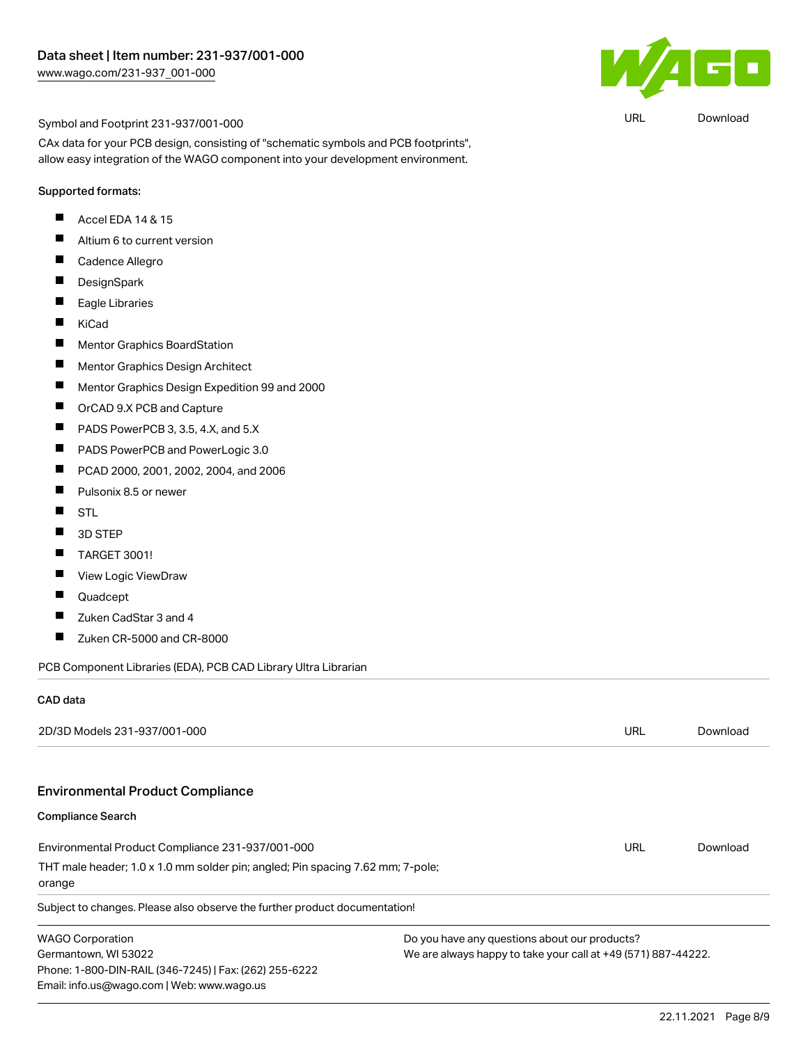Symbol and Footprint 231-937/001-000 | URL | Download

CAx data for your PCB design, consisting of "schematic symbols and PCB footprints", allow easy integration of the WAGO component into your development environment.

Supported formats:

- Accel EDA 14 & 15
- Altium 6 to current version
- Cadence Allegro
- DesignSpark
- Eagle Libraries
- KiCad
- Mentor Graphics BoardStation
- Mentor Graphics Design Architect
- Mentor Graphics Design Expedition 99 and 2000
- OrCAD 9.X PCB and Capture
- PADS PowerPCB 3, 3.5, 4.X, and 5.X
- PADS PowerPCB and PowerLogic 3.0
- PCAD 2000, 2001, 2002, 2004, and 2006
- Pulsonix 8.5 or newer
- STL
- 3D STEP
- TARGET 3001!
- View Logic ViewDraw
- Quadcept
- Zuken CadStar 3 and 4
- Zuken CR-5000 and CR-8000

PCB Component Libraries (EDA), PCB CAD Library Ultra Librarian

### CAD data

| 2D/3D Models 231-937/001-000 | URL | Download |
|---|---|---|

## Environmental Product Compliance

### Compliance Search

| Environmental Product Compliance 231-937/001-000 | URL | Download |
|---|---|---|
| THT male header; 1.0 x 1.0 mm solder pin; angled; Pin spacing 7.62 mm; 7-pole; orange | | |

Subject to changes. Please also observe the further product documentation!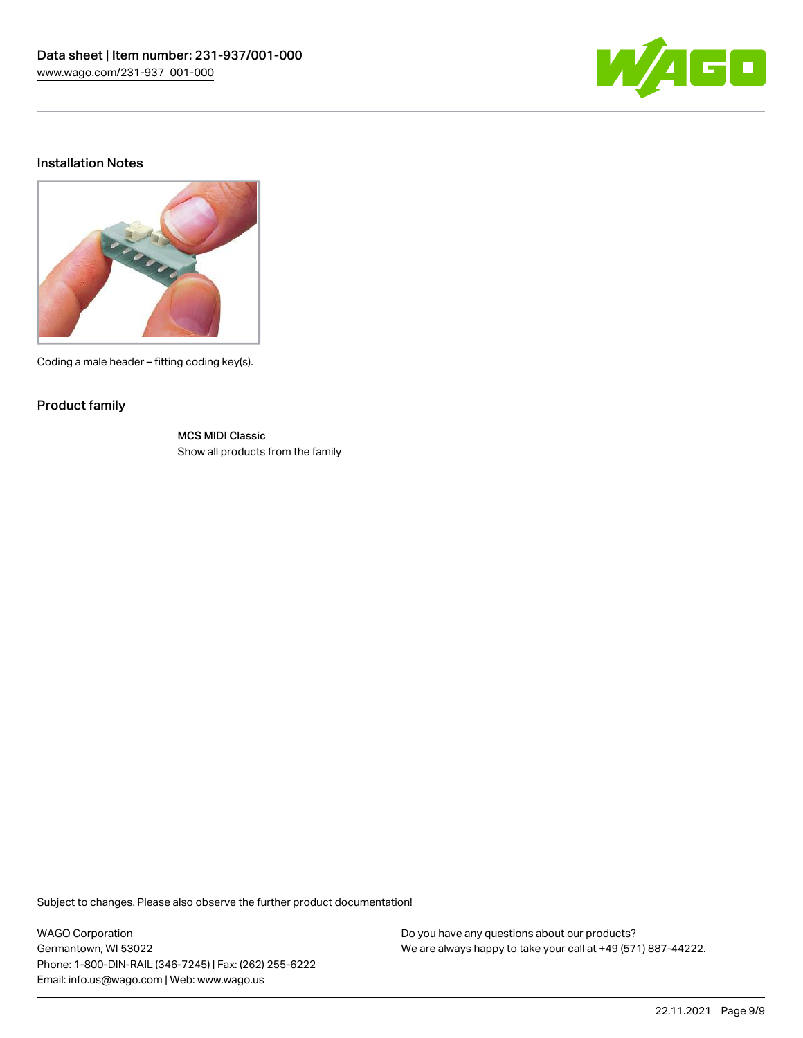## Installation Notes

Coding a male header – fitting coding key(s).

## Product family

MCS MIDI Classic
Show all products from the family

Subject to changes. Please also observe the further product documentation!

WAGO Corporation
Germantown, WI 53022
Phone: 1-800-DIN-RAIL (346-7245) | Fax: (262) 255-6222
Email: info.us@wago.com | Web: www.wago.us

Do you have any questions about our products?
We are always happy to take your call at +49 (571) 887-44222.